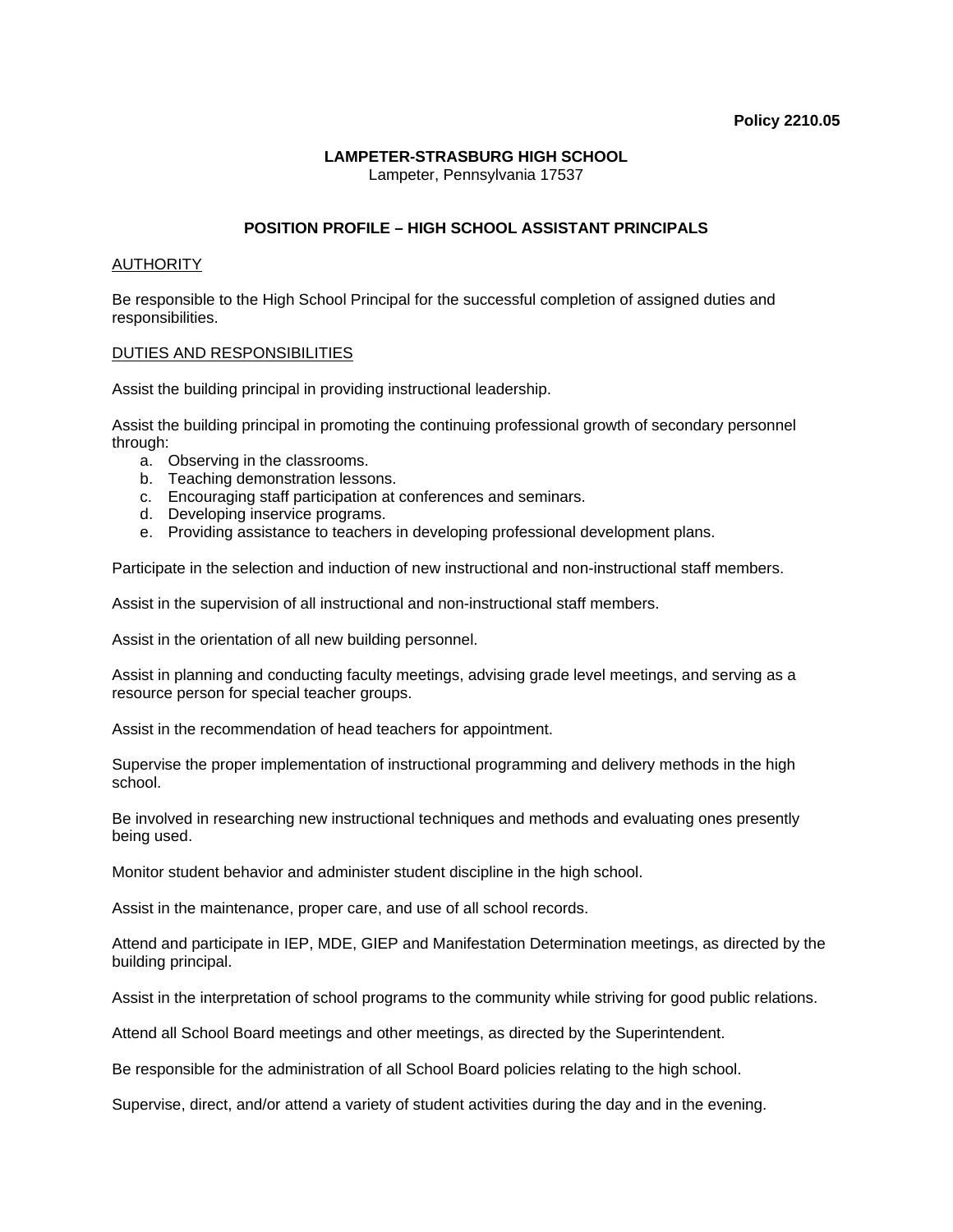**Policy 2210.05**

**LAMPETER-STRASBURG HIGH SCHOOL**
Lampeter, Pennsylvania 17537

# POSITION PROFILE – HIGH SCHOOL ASSISTANT PRINCIPALS

## AUTHORITY

Be responsible to the High School Principal for the successful completion of assigned duties and responsibilities.

## DUTIES AND RESPONSIBILITIES

Assist the building principal in providing instructional leadership.

Assist the building principal in promoting the continuing professional growth of secondary personnel through:

a. Observing in the classrooms.
b. Teaching demonstration lessons.
c. Encouraging staff participation at conferences and seminars.
d. Developing inservice programs.
e. Providing assistance to teachers in developing professional development plans.

Participate in the selection and induction of new instructional and non-instructional staff members.

Assist in the supervision of all instructional and non-instructional staff members.

Assist in the orientation of all new building personnel.

Assist in planning and conducting faculty meetings, advising grade level meetings, and serving as a resource person for special teacher groups.

Assist in the recommendation of head teachers for appointment.

Supervise the proper implementation of instructional programming and delivery methods in the high school.

Be involved in researching new instructional techniques and methods and evaluating ones presently being used.

Monitor student behavior and administer student discipline in the high school.

Assist in the maintenance, proper care, and use of all school records.

Attend and participate in IEP, MDE, GIEP and Manifestation Determination meetings, as directed by the building principal.

Assist in the interpretation of school programs to the community while striving for good public relations.

Attend all School Board meetings and other meetings, as directed by the Superintendent.

Be responsible for the administration of all School Board policies relating to the high school.

Supervise, direct, and/or attend a variety of student activities during the day and in the evening.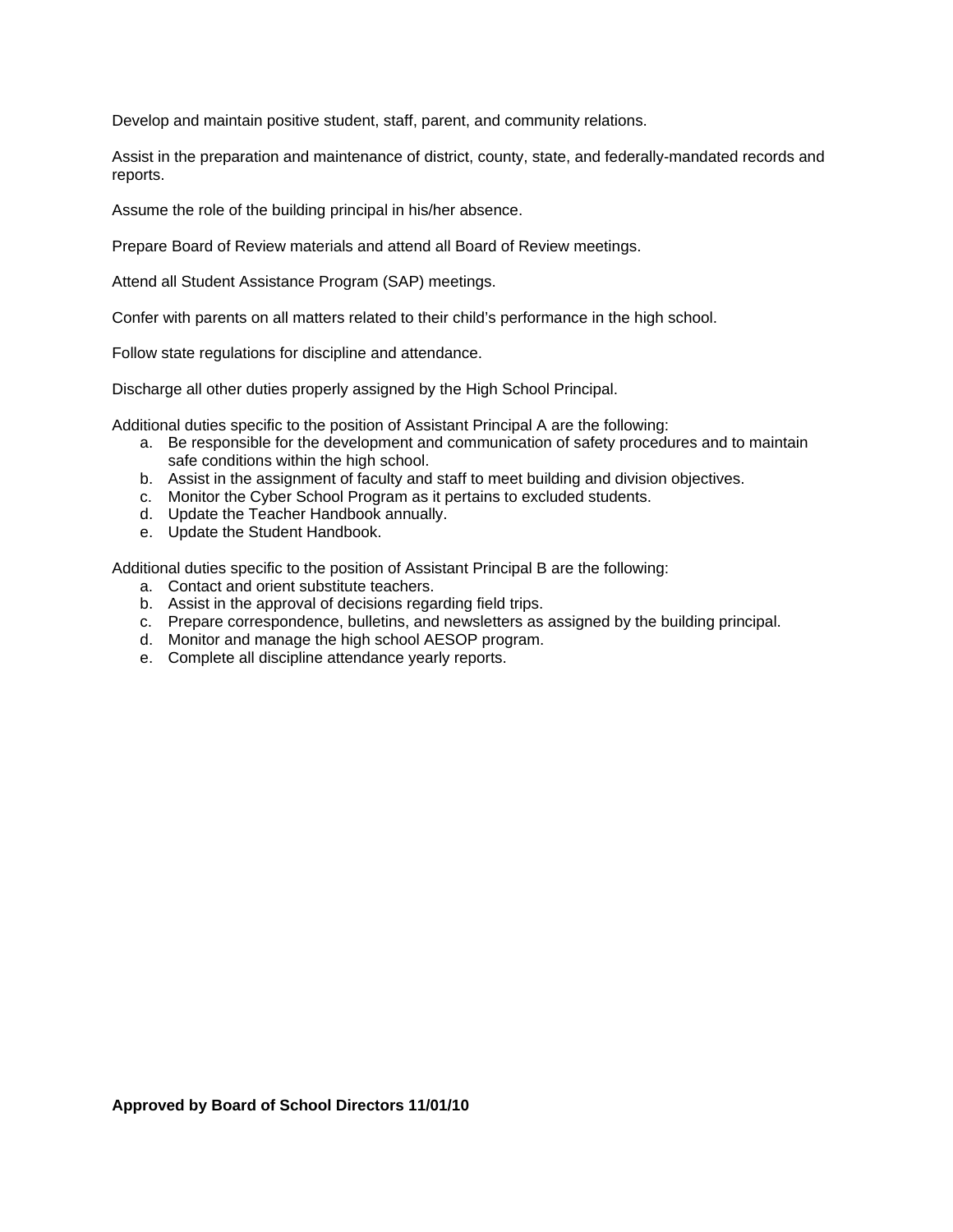Develop and maintain positive student, staff, parent, and community relations.

Assist in the preparation and maintenance of district, county, state, and federally-mandated records and reports.

Assume the role of the building principal in his/her absence.

Prepare Board of Review materials and attend all Board of Review meetings.

Attend all Student Assistance Program (SAP) meetings.

Confer with parents on all matters related to their child's performance in the high school.

Follow state regulations for discipline and attendance.

Discharge all other duties properly assigned by the High School Principal.

Additional duties specific to the position of Assistant Principal A are the following:

a. Be responsible for the development and communication of safety procedures and to maintain safe conditions within the high school.
b. Assist in the assignment of faculty and staff to meet building and division objectives.
c. Monitor the Cyber School Program as it pertains to excluded students.
d. Update the Teacher Handbook annually.
e. Update the Student Handbook.

Additional duties specific to the position of Assistant Principal B are the following:

a. Contact and orient substitute teachers.
b. Assist in the approval of decisions regarding field trips.
c. Prepare correspondence, bulletins, and newsletters as assigned by the building principal.
d. Monitor and manage the high school AESOP program.
e. Complete all discipline attendance yearly reports.

**Approved by Board of School Directors 11/01/10**